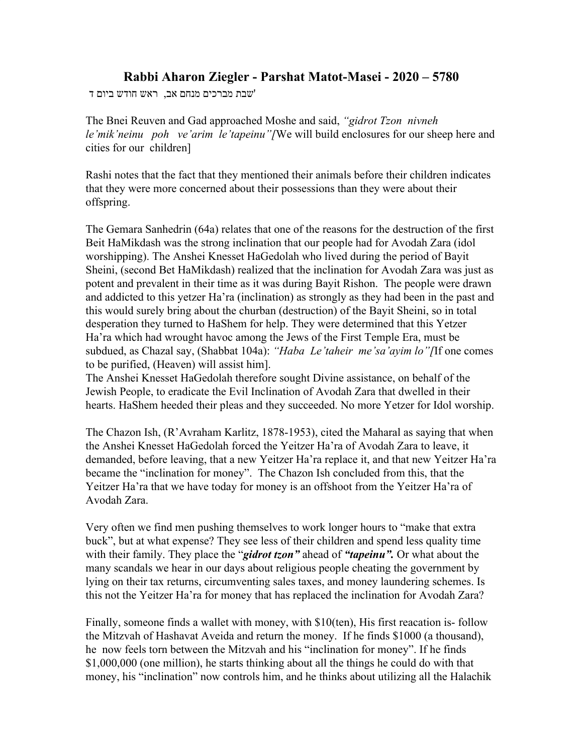## Rabbi Aharon Ziegler - Parshat Matot-Masei - 2020 – 5780

שבת מברכים מנחם אב, ראש חודש ביום ד'

The Bnei Reuven and Gad approached Moshe and said, *"gidrot Tzon nivneh le'mik'neinu poh ve'arim le'tapeinu"*[We will build enclosures for our sheep here and cities for our children]

Rashi notes that the fact that they mentioned their animals before their children indicates that they were more concerned about their possessions than they were about their offspring.

The Gemara Sanhedrin (64a) relates that one of the reasons for the destruction of the first Beit HaMikdash was the strong inclination that our people had for Avodah Zara (idol worshipping). The Anshei Knesset HaGedolah who lived during the period of Bayit Sheini, (second Bet HaMikdash) realized that the inclination for Avodah Zara was just as potent and prevalent in their time as it was during Bayit Rishon. The people were drawn and addicted to this yetzer Ha'ra (inclination) as strongly as they had been in the past and this would surely bring about the churban (destruction) of the Bayit Sheini, so in total desperation they turned to HaShem for help. They were determined that this Yetzer Ha'ra which had wrought havoc among the Jews of the First Temple Era, must be subdued, as Chazal say, (Shabbat 104a): *"Haba Le'taheir me'sa'ayim lo"*[If one comes to be purified, (Heaven) will assist him].
The Anshei Knesset HaGedolah therefore sought Divine assistance, on behalf of the Jewish People, to eradicate the Evil Inclination of Avodah Zara that dwelled in their hearts. HaShem heeded their pleas and they succeeded. No more Yetzer for Idol worship.

The Chazon Ish, (R'Avraham Karlitz, 1878-1953), cited the Maharal as saying that when the Anshei Knesset HaGedolah forced the Yeitzer Ha'ra of Avodah Zara to leave, it demanded, before leaving, that a new Yeitzer Ha'ra replace it, and that new Yeitzer Ha'ra became the "inclination for money". The Chazon Ish concluded from this, that the Yeitzer Ha'ra that we have today for money is an offshoot from the Yeitzer Ha'ra of Avodah Zara.

Very often we find men pushing themselves to work longer hours to "make that extra buck", but at what expense? They see less of their children and spend less quality time with their family. They place the "***gidrot tzon"*** ahead of ***"tapeinu".*** Or what about the many scandals we hear in our days about religious people cheating the government by lying on their tax returns, circumventing sales taxes, and money laundering schemes. Is this not the Yeitzer Ha'ra for money that has replaced the inclination for Avodah Zara?

Finally, someone finds a wallet with money, with $10(ten), His first reacation is- follow the Mitzvah of Hashavat Aveida and return the money. If he finds $1000 (a thousand), he now feels torn between the Mitzvah and his "inclination for money". If he finds $1,000,000 (one million), he starts thinking about all the things he could do with that money, his "inclination" now controls him, and he thinks about utilizing all the Halachik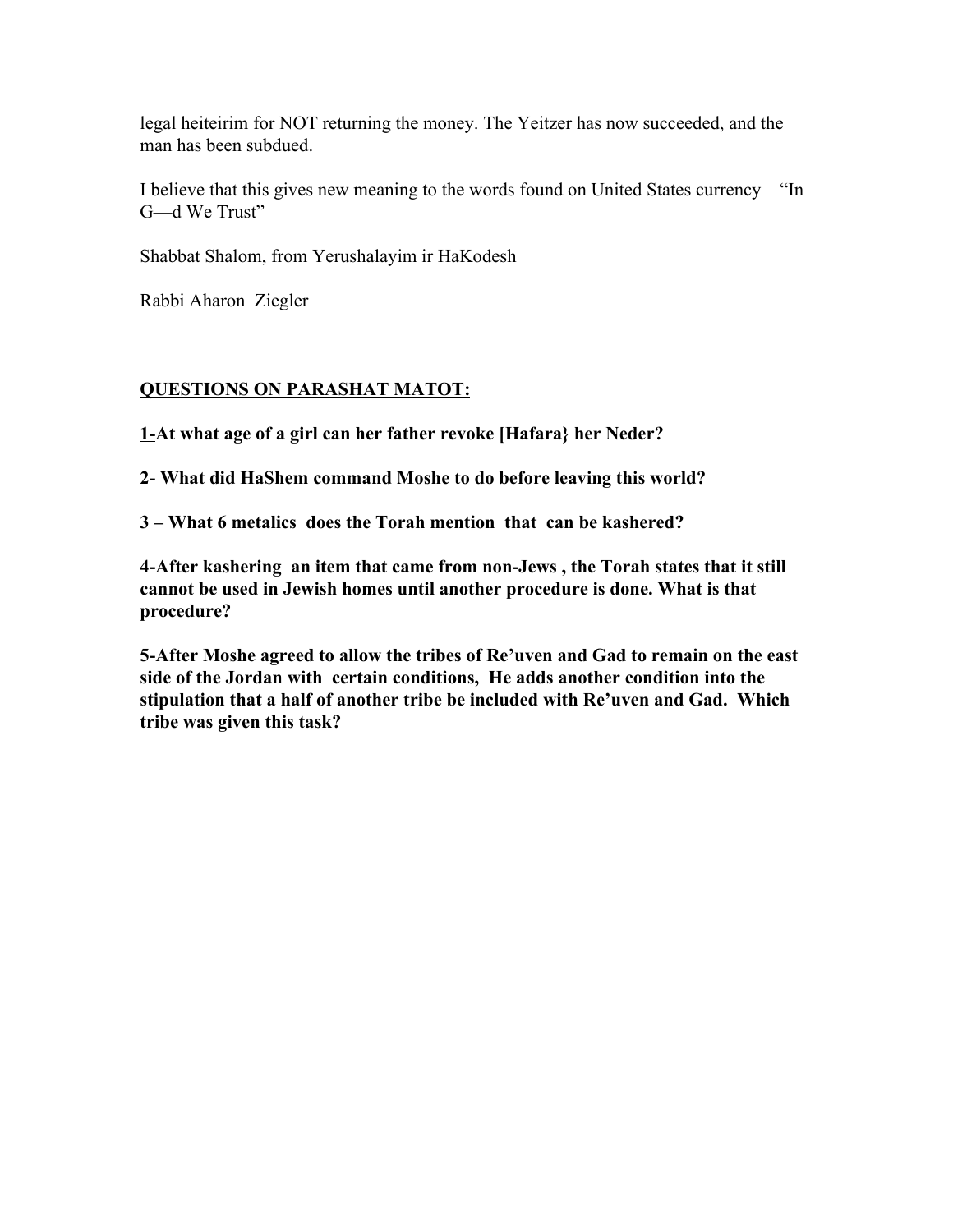legal heiteirim for NOT returning the money. The Yeitzer has now succeeded, and the man has been subdued.

I believe that this gives new meaning to the words found on United States currency—"In G—d We Trust"

Shabbat Shalom, from Yerushalayim ir HaKodesh

Rabbi Aharon Ziegler

**<u>QUESTIONS ON PARASHAT MATOT:</u>**

**<u>1-</u>At what age of a girl can her father revoke [Hafara} her Neder?**

**2- What did HaShem command Moshe to do before leaving this world?**

**3 – What 6 metalics does the Torah mention that can be kashered?**

**4-After kashering an item that came from non-Jews , the Torah states that it still cannot be used in Jewish homes until another procedure is done. What is that procedure?**

**5-After Moshe agreed to allow the tribes of Re'uven and Gad to remain on the east side of the Jordan with certain conditions, He adds another condition into the stipulation that a half of another tribe be included with Re'uven and Gad. Which tribe was given this task?**